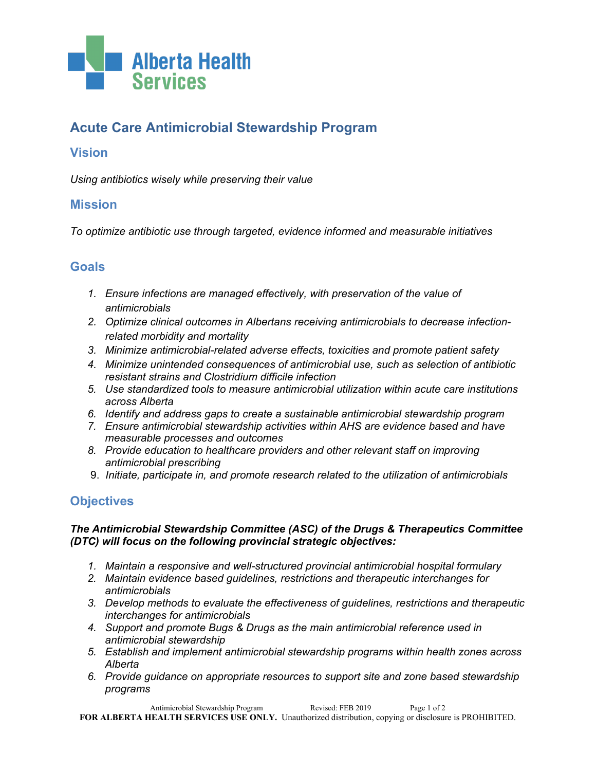# Acute Care Antimicrobial Stewardship Program

## Vision

*Using antibiotics wisely while preserving their value*

## Mission

*To optimize antibiotic use through targeted, evidence informed and measurable initiatives*

## Goals

1. *Ensure infections are managed effectively, with preservation of the value of antimicrobials*
2. *Optimize clinical outcomes in Albertans receiving antimicrobials to decrease infection-related morbidity and mortality*
3. *Minimize antimicrobial-related adverse effects, toxicities and promote patient safety*
4. *Minimize unintended consequences of antimicrobial use, such as selection of antibiotic resistant strains and Clostridium difficile infection*
5. *Use standardized tools to measure antimicrobial utilization within acute care institutions across Alberta*
6. *Identify and address gaps to create a sustainable antimicrobial stewardship program*
7. *Ensure antimicrobial stewardship activities within AHS are evidence based and have measurable processes and outcomes*
8. *Provide education to healthcare providers and other relevant staff on improving antimicrobial prescribing*
9. *Initiate, participate in, and promote research related to the utilization of antimicrobials*

## Objectives

***The Antimicrobial Stewardship Committee (ASC) of the Drugs & Therapeutics Committee (DTC) will focus on the following provincial strategic objectives:***

1. *Maintain a responsive and well-structured provincial antimicrobial hospital formulary*
2. *Maintain evidence based guidelines, restrictions and therapeutic interchanges for antimicrobials*
3. *Develop methods to evaluate the effectiveness of guidelines, restrictions and therapeutic interchanges for antimicrobials*
4. *Support and promote Bugs & Drugs as the main antimicrobial reference used in antimicrobial stewardship*
5. *Establish and implement antimicrobial stewardship programs within health zones across Alberta*
6. *Provide guidance on appropriate resources to support site and zone based stewardship programs*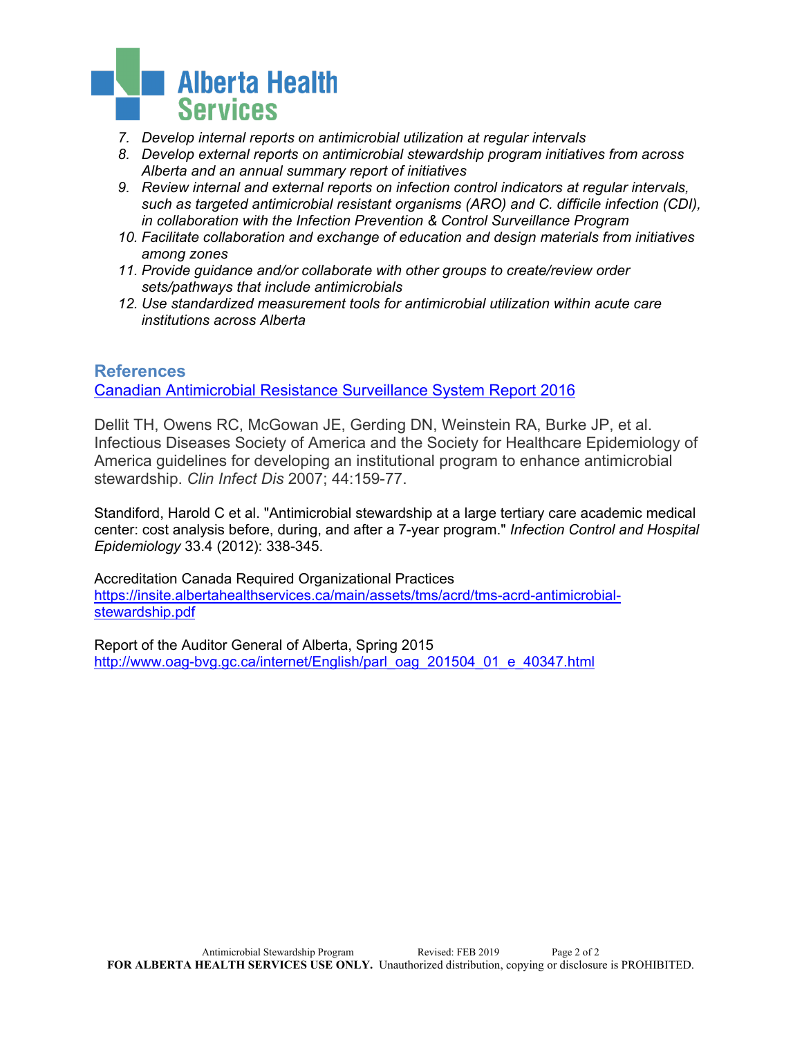7. *Develop internal reports on antimicrobial utilization at regular intervals*
8. *Develop external reports on antimicrobial stewardship program initiatives from across Alberta and an annual summary report of initiatives*
9. *Review internal and external reports on infection control indicators at regular intervals, such as targeted antimicrobial resistant organisms (ARO) and C. difficile infection (CDI), in collaboration with the Infection Prevention & Control Surveillance Program*
10. *Facilitate collaboration and exchange of education and design materials from initiatives among zones*
11. *Provide guidance and/or collaborate with other groups to create/review order sets/pathways that include antimicrobials*
12. *Use standardized measurement tools for antimicrobial utilization within acute care institutions across Alberta*

## References

Canadian Antimicrobial Resistance Surveillance System Report 2016

Dellit TH, Owens RC, McGowan JE, Gerding DN, Weinstein RA, Burke JP, et al. Infectious Diseases Society of America and the Society for Healthcare Epidemiology of America guidelines for developing an institutional program to enhance antimicrobial stewardship. *Clin Infect Dis* 2007; 44:159-77.

Standiford, Harold C et al. "Antimicrobial stewardship at a large tertiary care academic medical center: cost analysis before, during, and after a 7-year program." *Infection Control and Hospital Epidemiology* 33.4 (2012): 338-345.

Accreditation Canada Required Organizational Practices
https://insite.albertahealthservices.ca/main/assets/tms/acrd/tms-acrd-antimicrobial-stewardship.pdf

Report of the Auditor General of Alberta, Spring 2015
http://www.oag-bvg.gc.ca/internet/English/parl_oag_201504_01_e_40347.html

**FOR ALBERTA HEALTH SERVICES USE ONLY.** Unauthorized distribution, copying or disclosure is PROHIBITED.